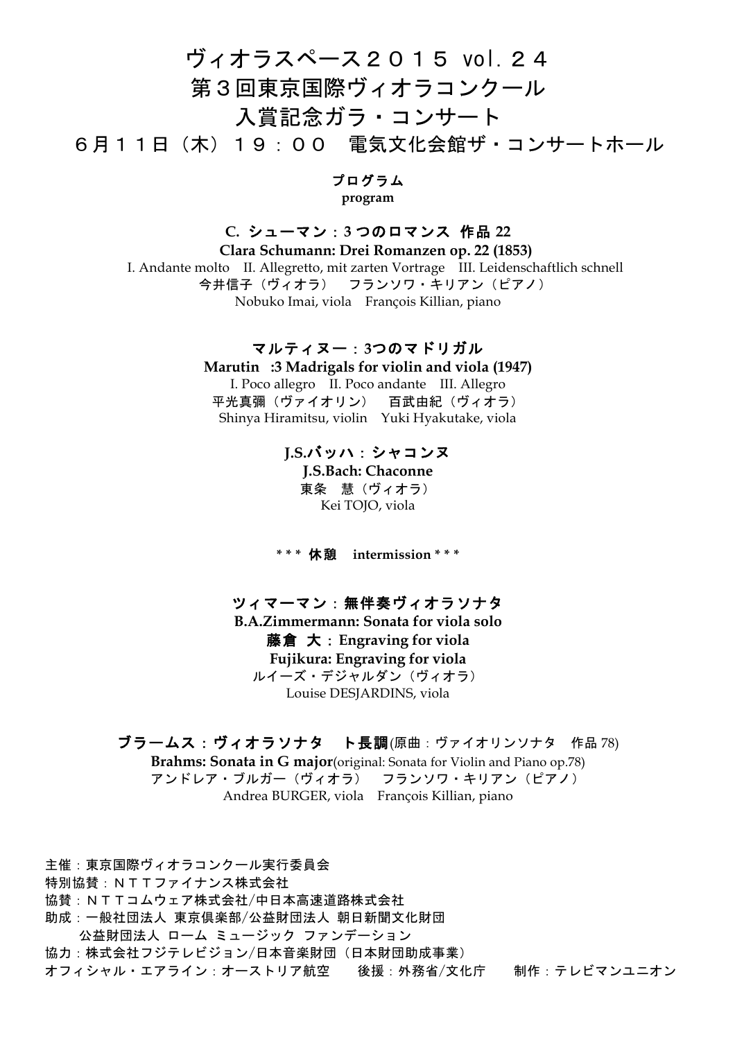# ヴィオラスペース２０１５ vol．２４
# 第３回東京国際ヴィオラコンクール
# 入賞記念ガラ・コンサート
## ６月１１日（木）１９：００　電気文化会館ザ・コンサートホール

**プログラム**
**program**

**C. シューマン：3 つのロマンス 作品 22**
**Clara Schumann: Drei Romanzen op. 22 (1853)**
I. Andante molto　II. Allegretto, mit zarten Vortrage　III. Leidenschaftlich schnell
今井信子（ヴィオラ）　フランソワ・キリアン（ピアノ）
Nobuko Imai, viola　François Killian, piano

**マルティヌー：3つのマドリガル**
**Marutin　:3 Madrigals for violin and viola (1947)**
I. Poco allegro　II. Poco andante　III. Allegro
平光真彌（ヴァイオリン）　百武由紀（ヴィオラ）
Shinya Hiramitsu, violin　Yuki Hyakutake, viola

**J.S.バッハ：シャコンヌ**
**J.S.Bach: Chaconne**
東条　慧（ヴィオラ）
Kei TOJO, viola

*** **休憩　intermission** ***

**ツィマーマン：無伴奏ヴィオラソナタ**
**B.A.Zimmermann: Sonata for viola solo**
**藤倉 大：Engraving for viola**
**Fujikura: Engraving for viola**
ルイーズ・デジャルダン（ヴィオラ）
Louise DESJARDINS, viola

**ブラームス：ヴィオラソナタ　ト長調**(原曲：ヴァイオリンソナタ　作品 78)
**Brahms: Sonata in G major**(original: Sonata for Violin and Piano op.78)
アンドレア・ブルガー（ヴィオラ）　フランソワ・キリアン（ピアノ）
Andrea BURGER, viola　François Killian, piano

主催：東京国際ヴィオラコンクール実行委員会
特別協賛：ＮＴＴファイナンス株式会社
協賛：ＮＴＴコムウェア株式会社/中日本高速道路株式会社
助成：一般社団法人 東京倶楽部/公益財団法人 朝日新聞文化財団
　　公益財団法人 ローム ミュージック ファンデーション
協力：株式会社フジテレビジョン/日本音楽財団（日本財団助成事業）
オフィシャル・エアライン：オーストリア航空　　後援：外務省/文化庁　　制作：テレビマンユニオン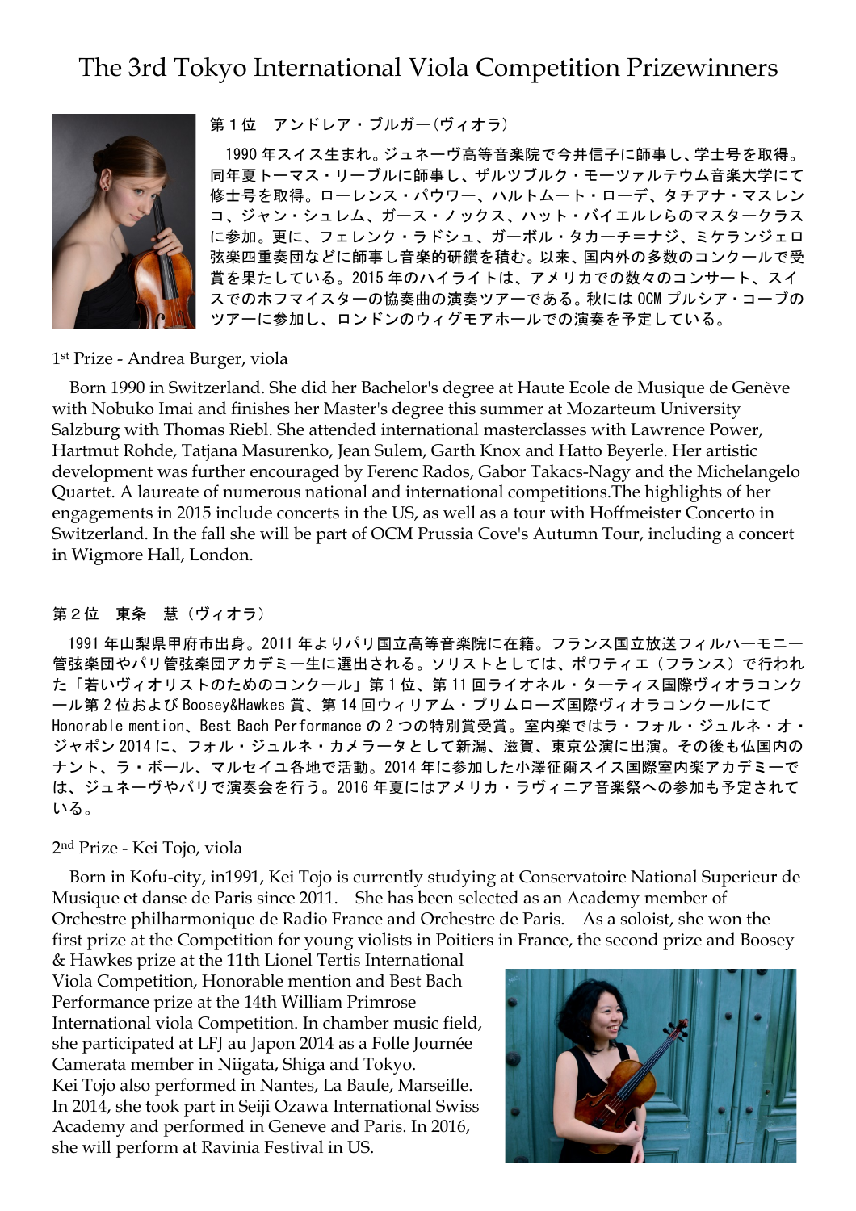# The 3rd Tokyo International Viola Competition Prizewinners

第１位　アンドレア・ブルガー（ヴィオラ）

1990 年スイス生まれ。ジュネーヴ高等音楽院で今井信子に師事し、学士号を取得。同年夏トーマス・リーブルに師事し、ザルツブルク・モーツァルテウム音楽大学にて修士号を取得。ローレンス・パウワー、ハルトムート・ローデ、タチアナ・マスレンコ、ジャン・シュレム、ガース・ノックス、ハット・バイエルレらのマスタークラスに参加。更に、フェレンク・ラドシュ、ガーボル・タカーチ＝ナジ、ミケランジェロ弦楽四重奏団などに師事し音楽的研鑽を積む。以来、国内外の多数のコンクールで受賞を果たしている。2015 年のハイライトは、アメリカでの数々のコンサート、スイスでのホフマイスターの協奏曲の演奏ツアーである。秋には OCM プルシア・コーブのツアーに参加し、ロンドンのウィグモアホールでの演奏を予定している。

1st Prize - Andrea Burger, viola

Born 1990 in Switzerland. She did her Bachelor's degree at Haute Ecole de Musique de Genève with Nobuko Imai and finishes her Master's degree this summer at Mozarteum University Salzburg with Thomas Riebl. She attended international masterclasses with Lawrence Power, Hartmut Rohde, Tatjana Masurenko, Jean Sulem, Garth Knox and Hatto Beyerle. Her artistic development was further encouraged by Ferenc Rados, Gabor Takacs-Nagy and the Michelangelo Quartet. A laureate of numerous national and international competitions.The highlights of her engagements in 2015 include concerts in the US, as well as a tour with Hoffmeister Concerto in Switzerland. In the fall she will be part of OCM Prussia Cove's Autumn Tour, including a concert in Wigmore Hall, London.

第２位　東条　慧（ヴィオラ）

1991 年山梨県甲府市出身。2011 年よりパリ国立高等音楽院に在籍。フランス国立放送フィルハーモニー管弦楽団やパリ管弦楽団アカデミー生に選出される。ソリストとしては、ポワティエ（フランス）で行われた「若いヴィオリストのためのコンクール」第１位、第 11 回ライオネル・ターティス国際ヴィオラコンクール第２位および Boosey&Hawkes 賞、第 14 回ウィリアム・プリムローズ国際ヴィオラコンクールにて Honorable mention、Best Bach Performance の２つの特別賞受賞。室内楽ではラ・フォル・ジュルネ・オ・ジャポン 2014 に、フォル・ジュルネ・カメラータとして新潟、滋賀、東京公演に出演。その後も仏国内のナント、ラ・ボール、マルセイユ各地で活動。2014 年に参加した小澤征爾スイス国際室内楽アカデミーでは、ジュネーヴやパリで演奏会を行う。2016 年夏にはアメリカ・ラヴィニア音楽祭への参加も予定されている。

2nd Prize - Kei Tojo, viola

Born in Kofu-city, in1991, Kei Tojo is currently studying at Conservatoire National Superieur de Musique et danse de Paris since 2011. She has been selected as an Academy member of Orchestre philharmonique de Radio France and Orchestre de Paris. As a soloist, she won the first prize at the Competition for young violists in Poitiers in France, the second prize and Boosey & Hawkes prize at the 11th Lionel Tertis International Viola Competition, Honorable mention and Best Bach Performance prize at the 14th William Primrose International viola Competition. In chamber music field, she participated at LFJ au Japon 2014 as a Folle Journée Camerata member in Niigata, Shiga and Tokyo.
Kei Tojo also performed in Nantes, La Baule, Marseille. In 2014, she took part in Seiji Ozawa International Swiss Academy and performed in Geneve and Paris. In 2016, she will perform at Ravinia Festival in US.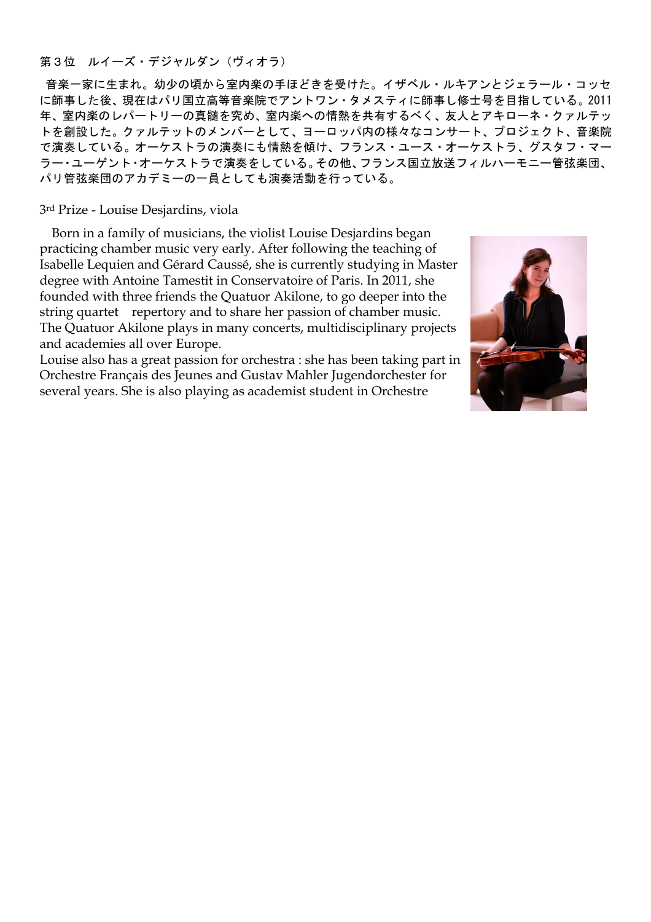第３位　ルイーズ・デジャルダン（ヴィオラ）

音楽一家に生まれ。幼少の頃から室内楽の手ほどきを受けた。イザベル・ルキアンとジェラール・コッセに師事した後、現在はパリ国立高等音楽院でアントワン・タメスティに師事し修士号を目指している。2011年、室内楽のレパートリーの真髄を究め、室内楽への情熱を共有するべく、友人とアキローネ・クァルテットを創設した。クァルテットのメンバーとして、ヨーロッパ内の様々なコンサート、プロジェクト、音楽院で演奏している。オーケストラの演奏にも情熱を傾け、フランス・ユース・オーケストラ、グスタフ・マーラー・ユーゲント・オーケストラで演奏をしている。その他、フランス国立放送フィルハーモニー管弦楽団、パリ管弦楽団のアカデミーの一員としても演奏活動を行っている。

3rd Prize - Louise Desjardins, viola

Born in a family of musicians, the violist Louise Desjardins began practicing chamber music very early. After following the teaching of Isabelle Lequien and Gérard Caussé, she is currently studying in Master degree with Antoine Tamestit in Conservatoire of Paris. In 2011, she founded with three friends the Quatuor Akilone, to go deeper into the string quartet repertory and to share her passion of chamber music. The Quatuor Akilone plays in many concerts, multidisciplinary projects and academies all over Europe.

Louise also has a great passion for orchestra : she has been taking part in Orchestre Français des Jeunes and Gustav Mahler Jugendorchester for several years. She is also playing as academist student in Orchestre